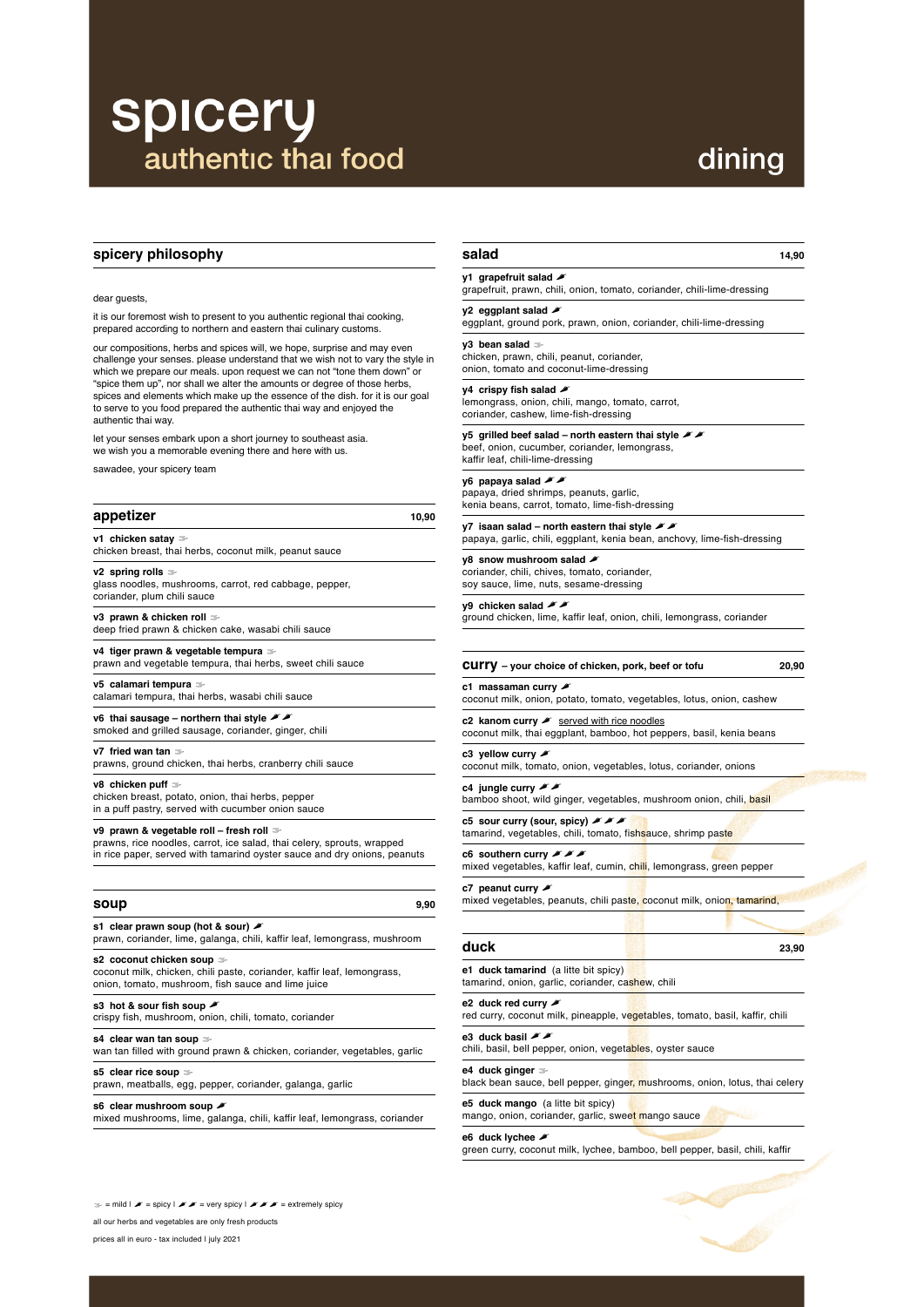# spicery

## authentic thai food

## dining

## spicery philosophy

dear guests,

it is our foremost wish to present to you authentic regional thai cooking, prepared according to northern and eastern thai culinary customs.

our compositions, herbs and spices will, we hope, surprise and may even challenge your senses. please understand that we wish not to vary the style in which we prepare our meals. upon request we can not "tone them down" or "spice them up", nor shall we alter the amounts or degree of those herbs, spices and elements which make up the essence of the dish. for it is our goal to serve to you food prepared the authentic thai way and enjoyed the authentic thai way.

let your senses embark upon a short journey to southeast asia. we wish you a memorable evening there and here with us.

sawadee, your spicery team

## appetizer — 10,90

**v1 chicken satay** (mild)
chicken breast, thai herbs, coconut milk, peanut sauce

**v2 spring rolls** (mild)
glass noodles, mushrooms, carrot, red cabbage, pepper, coriander, plum chili sauce

**v3 prawn & chicken roll** (mild)
deep fried prawn & chicken cake, wasabi chili sauce

**v4 tiger prawn & vegetable tempura** (mild)
prawn and vegetable tempura, thai herbs, sweet chili sauce

**v5 calamari tempura** (mild)
calamari tempura, thai herbs, wasabi chili sauce

**v6 thai sausage – northern thai style** (very spicy)
smoked and grilled sausage, coriander, ginger, chili

**v7 fried wan tan** (mild)
prawns, ground chicken, thai herbs, cranberry chili sauce

**v8 chicken puff** (mild)
chicken breast, potato, onion, thai herbs, pepper in a puff pastry, served with cucumber onion sauce

**v9 prawn & vegetable roll – fresh roll** (mild)
prawns, rice noodles, carrot, ice salad, thai celery, sprouts, wrapped in rice paper, served with tamarind oyster sauce and dry onions, peanuts

## soup — 9,90

**s1 clear prawn soup (hot & sour)** (spicy)
prawn, coriander, lime, galanga, chili, kaffir leaf, lemongrass, mushroom

**s2 coconut chicken soup** (mild)
coconut milk, chicken, chili paste, coriander, kaffir leaf, lemongrass, onion, tomato, mushroom, fish sauce and lime juice

**s3 hot & sour fish soup** (spicy)
crispy fish, mushroom, onion, chili, tomato, coriander

**s4 clear wan tan soup** (mild)
wan tan filled with ground prawn & chicken, coriander, vegetables, garlic

**s5 clear rice soup** (mild)
prawn, meatballs, egg, pepper, coriander, galanga, garlic

**s6 clear mushroom soup** (spicy)
mixed mushrooms, lime, galanga, chili, kaffir leaf, lemongrass, coriander

## salad — 14,90

**y1 grapefruit salad** (spicy)
grapefruit, prawn, chili, onion, tomato, coriander, chili-lime-dressing

**y2 eggplant salad** (spicy)
eggplant, ground pork, prawn, onion, coriander, chili-lime-dressing

**y3 bean salad** (mild)
chicken, prawn, chili, peanut, coriander, onion, tomato and coconut-lime-dressing

**y4 crispy fish salad** (spicy)
lemongrass, onion, chili, mango, tomato, carrot, coriander, cashew, lime-fish-dressing

**y5 grilled beef salad – north eastern thai style** (very spicy)
beef, onion, cucumber, coriander, lemongrass, kaffir leaf, chili-lime-dressing

**y6 papaya salad** (very spicy)
papaya, garlic, chili, dried shrimps, peanuts, garlic, kenia beans, carrot, tomato, lime-fish-dressing

**y7 isaan salad – north eastern thai style** (very spicy)
papaya, garlic, chili, eggplant, kenia bean, anchovy, lime-fish-dressing

**y8 snow mushroom salad** (spicy)
coriander, chili, chives, tomato, coriander, soy sauce, lime, nuts, sesame-dressing

**y9 chicken salad** (very spicy)
ground chicken, lime, kaffir leaf, onion, chili, lemongrass, coriander

## curry – your choice of chicken, pork, beef or tofu — 20,90

**c1 massaman curry** (spicy)
coconut milk, onion, potato, tomato, vegetables, lotus, onion, cashew

**c2 kanom curry** (spicy) served with rice noodles
coconut milk, thai eggplant, bamboo, hot peppers, basil, kenia beans

**c3 yellow curry** (spicy)
coconut milk, tomato, onion, vegetables, lotus, coriander, onions

**c4 jungle curry** (very spicy)
bamboo shoot, wild ginger, vegetables, mushroom onion, chili, basil

**c5 sour curry (sour, spicy)** (extremely spicy)
tamarind, vegetables, chili, tomato, fishsauce, shrimp paste

**c6 southern curry** (extremely spicy)
mixed vegetables, kaffir leaf, cumin, chili, lemongrass, green pepper

**c7 peanut curry** (spicy)
mixed vegetables, peanuts, chili paste, coconut milk, onion, tamarind,

## duck — 23,90

**e1 duck tamarind** (a litte bit spicy)
tamarind, onion, garlic, coriander, cashew, chili

**e2 duck red curry** (spicy)
red curry, coconut milk, pineapple, vegetables, tomato, basil, kaffir, chili

**e3 duck basil** (very spicy)
chili, basil, bell pepper, onion, vegetables, oyster sauce

**e4 duck ginger** (mild)
black bean sauce, bell pepper, ginger, mushrooms, onion, lotus, thai celery

**e5 duck mango** (a litte bit spicy)
mango, onion, coriander, garlic, sweet mango sauce

**e6 duck lychee** (spicy)
green curry, coconut milk, lychee, bamboo, bell pepper, basil, chili, kaffir

mild | spicy | very spicy | extremely spicy

all our herbs and vegetables are only fresh products

prices all in euro - tax included | july 2021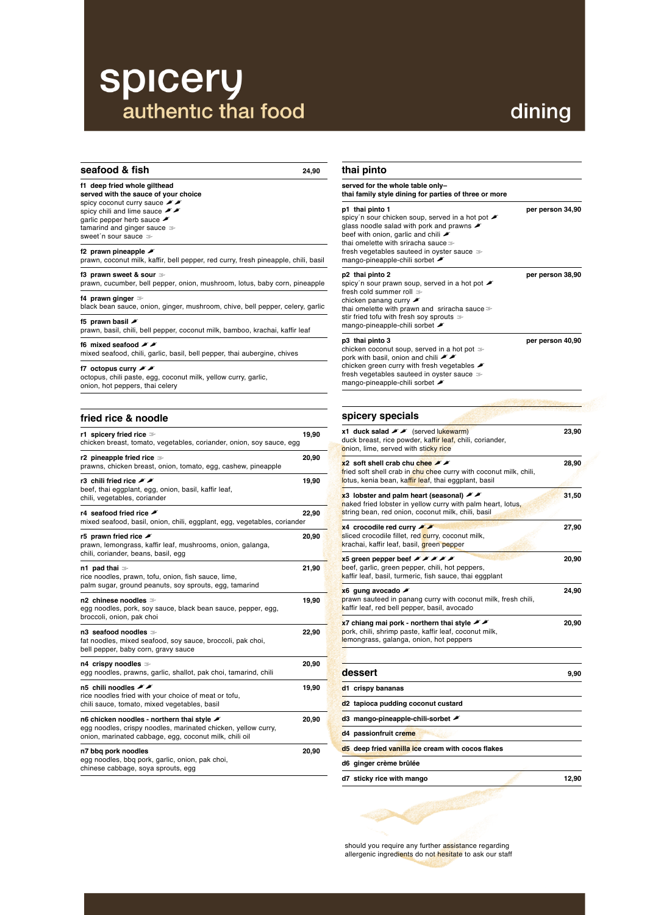# spicery
## authentic thai food

## dining

## seafood & fish — 24,90

**f1 deep fried whole gilthead**
**served with the sauce of your choice**
spicy coconut curry sauce
spicy chili and lime sauce
garlic pepper herb sauce
tamarind and ginger sauce
sweet´n sour sauce

**f2 prawn pineapple**
prawn, coconut milk, kaffir, bell pepper, red curry, fresh pineapple, chili, basil

**f3 prawn sweet & sour**
prawn, cucumber, bell pepper, onion, mushroom, lotus, baby corn, pineapple

**f4 prawn ginger**
black bean sauce, onion, ginger, mushroom, chive, bell pepper, celery, garlic

**f5 prawn basil**
prawn, basil, chili, bell pepper, coconut milk, bamboo, krachai, kaffir leaf

**f6 mixed seafood**
mixed seafood, chili, garlic, basil, bell pepper, thai aubergine, chives

**f7 octopus curry**
octopus, chili paste, egg, coconut milk, yellow curry, garlic, onion, hot peppers, thai celery

## fried rice & noodle

**r1 spicery fried rice** — 19,90
chicken breast, tomato, vegetables, coriander, onion, soy sauce, egg

**r2 pineapple fried rice** — 20,90
prawns, chicken breast, onion, tomato, egg, cashew, pineapple

**r3 chili fried rice** — 19,90
beef, thai eggplant, egg, onion, basil, kaffir leaf, chili, vegetables, coriander

**r4 seafood fried rice** — 22,90
mixed seafood, basil, onion, chili, eggplant, egg, vegetables, coriander

**r5 prawn fried rice** — 20,90
prawn, lemongrass, kaffir leaf, mushrooms, onion, galanga, chili, coriander, beans, basil, egg

**n1 pad thai** — 21,90
rice noodles, prawn, tofu, onion, fish sauce, lime, palm sugar, ground peanuts, soy sprouts, egg, tamarind

**n2 chinese noodles** — 19,90
egg noodles, pork, soy sauce, black bean sauce, pepper, egg, broccoli, onion, pak choi

**n3 seafood noodles** — 22,90
fat noodles, mixed seafood, soy sauce, broccoli, pak choi, bell pepper, baby corn, gravy sauce

**n4 crispy noodles** — 20,90
egg noodles, prawns, garlic, shallot, pak choi, tamarind, chili

**n5 chili noodles** — 19,90
rice noodles fried with your choice of meat or tofu, chili sauce, tomato, mixed vegetables, basil

**n6 chicken noodles - northern thai style** — 20,90
egg noodles, crispy noodles, marinated chicken, yellow curry, onion, marinated cabbage, egg, coconut milk, chili oil

**n7 bbq pork noodles** — 20,90
egg noodles, bbq pork, garlic, onion, pak choi, chinese cabbage, soya sprouts, egg

## thai pinto

**served for the whole table only–**
**thai family style dining for parties of three or more**

**p1 thai pinto 1** — per person 34,90
spicy´n sour chicken soup, served in a hot pot
glass noodle salad with pork and prawns
beef with onion, garlic and chili
thai omelette with sriracha sauce
fresh vegetables sauteed in oyster sauce
mango-pineapple-chili sorbet

**p2 thai pinto 2** — per person 38,90
spicy´n sour prawn soup, served in a hot pot
fresh cold summer roll
chicken panang curry
thai omelette with prawn and sriracha sauce
stir fried tofu with fresh soy sprouts
mango-pineapple-chili sorbet

**p3 thai pinto 3** — per person 40,90
chicken coconut soup, served in a hot pot
pork with basil, onion and chili
chicken green curry with fresh vegetables
fresh vegetables sauteed in oyster sauce
mango-pineapple-chili sorbet

## spicery specials

**x1 duck salad** (served lukewarm) — 23,90
duck breast, rice powder, kaffir leaf, chili, coriander, onion, lime, served with sticky rice

**x2 soft shell crab chu chee** — 28,90
fried soft shell crab in chu chee curry with coconut milk, chili, lotus, kenia bean, kaffir leaf, thai eggplant, basil

**x3 lobster and palm heart (seasonal)** — 31,50
naked fried lobster in yellow curry with palm heart, lotus, string bean, red onion, coconut milk, chili, basil

**x4 crocodile red curry** — 27,90
sliced crocodile fillet, red curry, coconut milk, krachai, kaffir leaf, basil, green pepper

**x5 green pepper beef** — 20,90
beef, garlic, green pepper, chili, hot peppers, kaffir leaf, basil, turmeric, fish sauce, thai eggplant

**x6 gung avocado** — 24,90
prawn sauteed in panang curry with coconut milk, fresh chili, kaffir leaf, red bell pepper, basil, avocado

**x7 chiang mai pork - northern thai style** — 20,90
pork, chili, shrimp paste, kaffir leaf, coconut milk, lemongrass, galanga, onion, hot peppers

## dessert — 9,90

**d1 crispy bananas**

**d2 tapioca pudding coconut custard**

**d3 mango-pineapple-chili-sorbet**

**d4 passionfruit creme**

**d5 deep fried vanilla ice cream with cocos flakes**

**d6 ginger crème brûlée**

**d7 sticky rice with mango** — 12,90

should you require any further assistance regarding allergenic ingredients do not hesitate to ask our staff